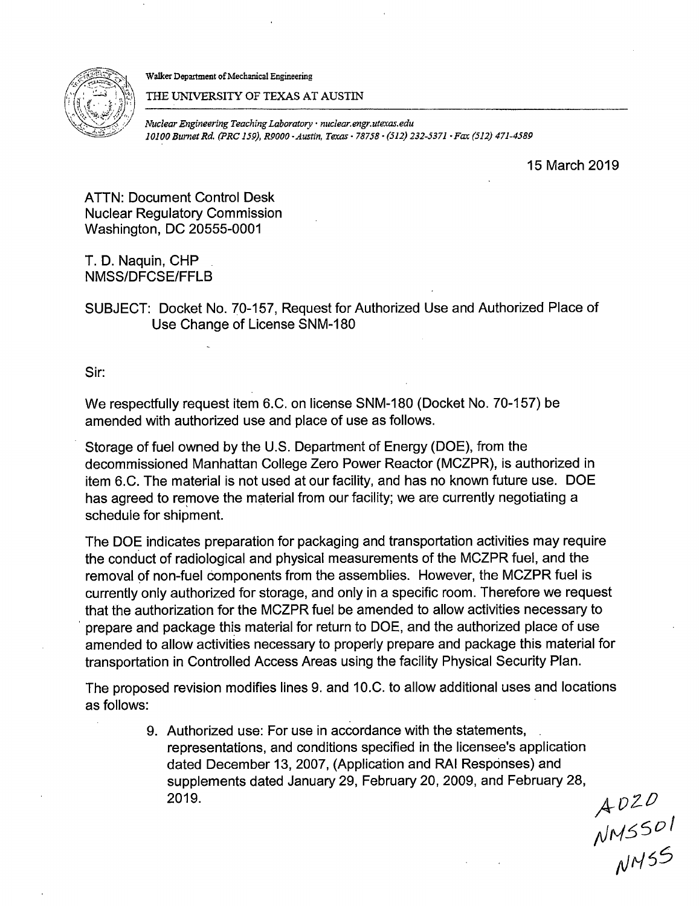Walker Department of Mechanical Engineering

THE UNIVERSITY OF TEXAS AT AUSTIN

*Nuclear Engineering Teaching Laboratory · nuclear.engr.utexas.edu*
*10100 Burnet Rd. (PRC 159), R9000 · Austin, Texas · 78758 · (512) 232-5371 · Fax (512) 471-4589*

15 March 2019

ATTN: Document Control Desk
Nuclear Regulatory Commission
Washington, DC 20555-0001

T. D. Naquin, CHP
NMSS/DFCSE/FFLB

SUBJECT: Docket No. 70-157, Request for Authorized Use and Authorized Place of Use Change of License SNM-180

Sir:

We respectfully request item 6.C. on license SNM-180 (Docket No. 70-157) be amended with authorized use and place of use as follows.

Storage of fuel owned by the U.S. Department of Energy (DOE), from the decommissioned Manhattan College Zero Power Reactor (MCZPR), is authorized in item 6.C. The material is not used at our facility, and has no known future use. DOE has agreed to remove the material from our facility; we are currently negotiating a schedule for shipment.

The DOE indicates preparation for packaging and transportation activities may require the conduct of radiological and physical measurements of the MCZPR fuel, and the removal of non-fuel components from the assemblies. However, the MCZPR fuel is currently only authorized for storage, and only in a specific room. Therefore we request that the authorization for the MCZPR fuel be amended to allow activities necessary to prepare and package this material for return to DOE, and the authorized place of use amended to allow activities necessary to properly prepare and package this material for transportation in Controlled Access Areas using the facility Physical Security Plan.

The proposed revision modifies lines 9. and 10.C. to allow additional uses and locations as follows:

> 9. Authorized use: For use in accordance with the statements, representations, and conditions specified in the licensee's application dated December 13, 2007, (Application and RAI Responses) and supplements dated January 29, February 20, 2009, and February 28, 2019.

A020
NMSS01
NMSS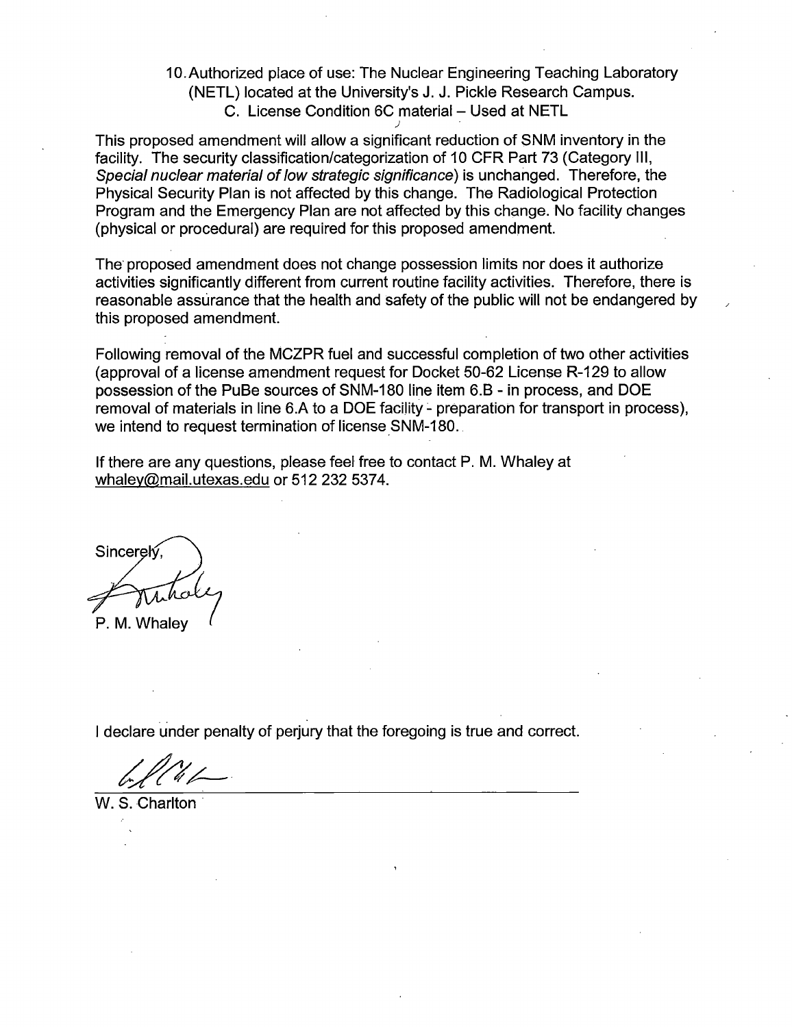10. Authorized place of use: The Nuclear Engineering Teaching Laboratory (NETL) located at the University's J. J. Pickle Research Campus.
    C. License Condition 6C material – Used at NETL

This proposed amendment will allow a significant reduction of SNM inventory in the facility. The security classification/categorization of 10 CFR Part 73 (Category III, *Special nuclear material of low strategic significance*) is unchanged. Therefore, the Physical Security Plan is not affected by this change. The Radiological Protection Program and the Emergency Plan are not affected by this change. No facility changes (physical or procedural) are required for this proposed amendment.

The proposed amendment does not change possession limits nor does it authorize activities significantly different from current routine facility activities. Therefore, there is reasonable assurance that the health and safety of the public will not be endangered by this proposed amendment.

Following removal of the MCZPR fuel and successful completion of two other activities (approval of a license amendment request for Docket 50-62 License R-129 to allow possession of the PuBe sources of SNM-180 line item 6.B - in process, and DOE removal of materials in line 6.A to a DOE facility - preparation for transport in process), we intend to request termination of license SNM-180.

If there are any questions, please feel free to contact P. M. Whaley at whaley@mail.utexas.edu or 512 232 5374.

Sincerely,

P. M. Whaley

I declare under penalty of perjury that the foregoing is true and correct.

W. S. Charlton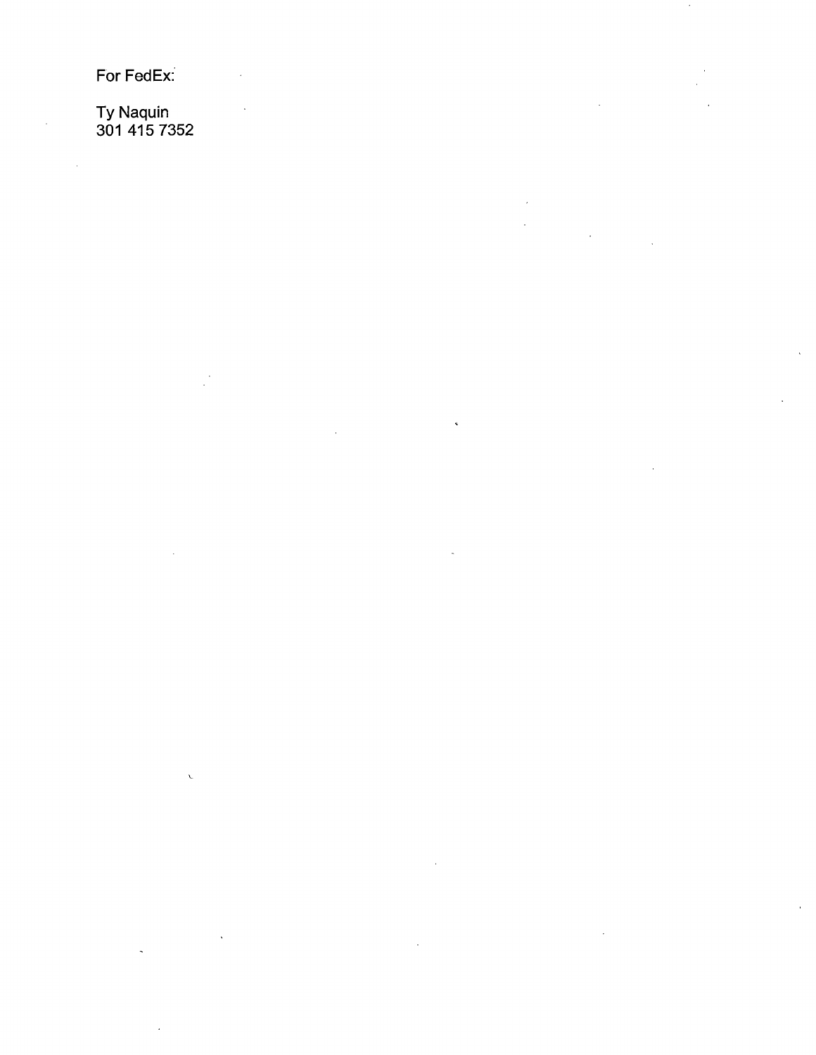For FedEx:

Ty Naquin
301 415 7352